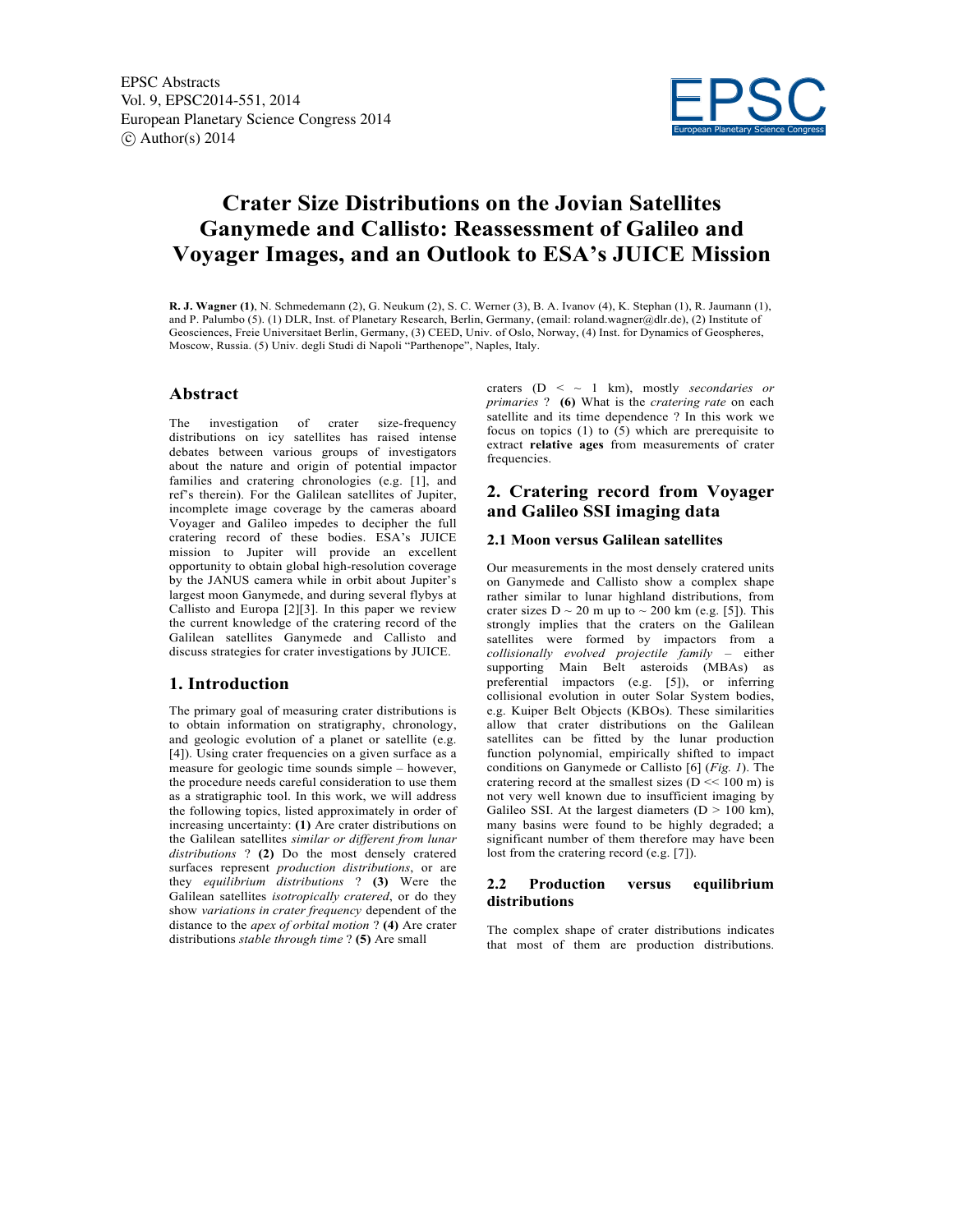# Crater Size Distributions on the Jovian Satellites Ganymede and Callisto: Reassessment of Galileo and Voyager Images, and an Outlook to ESA's JUICE Mission

**R. J. Wagner (1)**, N. Schmedemann (2), G. Neukum (2), S. C. Werner (3), B. A. Ivanov (4), K. Stephan (1), R. Jaumann (1), and P. Palumbo (5). (1) DLR, Inst. of Planetary Research, Berlin, Germany, (email: roland.wagner@dlr.de), (2) Institute of Geosciences, Freie Universitaet Berlin, Germany, (3) CEED, Univ. of Oslo, Norway, (4) Inst. for Dynamics of Geospheres, Moscow, Russia. (5) Univ. degli Studi di Napoli "Parthenope", Naples, Italy.

## Abstract

The investigation of crater size-frequency distributions on icy satellites has raised intense debates between various groups of investigators about the nature and origin of potential impactor families and cratering chronologies (e.g. [1], and ref's therein). For the Galilean satellites of Jupiter, incomplete image coverage by the cameras aboard Voyager and Galileo impedes to decipher the full cratering record of these bodies. ESA's JUICE mission to Jupiter will provide an excellent opportunity to obtain global high-resolution coverage by the JANUS camera while in orbit about Jupiter's largest moon Ganymede, and during several flybys at Callisto and Europa [2][3]. In this paper we review the current knowledge of the cratering record of the Galilean satellites Ganymede and Callisto and discuss strategies for crater investigations by JUICE.

## 1. Introduction

The primary goal of measuring crater distributions is to obtain information on stratigraphy, chronology, and geologic evolution of a planet or satellite (e.g. [4]). Using crater frequencies on a given surface as a measure for geologic time sounds simple – however, the procedure needs careful consideration to use them as a stratigraphic tool. In this work, we will address the following topics, listed approximately in order of increasing uncertainty: **(1)** Are crater distributions on the Galilean satellites *similar or different from lunar distributions* ? **(2)** Do the most densely cratered surfaces represent *production distributions*, or are they *equilibrium distributions* ? **(3)** Were the Galilean satellites *isotropically cratered*, or do they show *variations in crater frequency* dependent of the distance to the *apex of orbital motion* ? **(4)** Are crater distributions *stable through time* ? **(5)** Are small craters (D < ~ 1 km), mostly *secondaries or primaries* ? **(6)** What is the *cratering rate* on each satellite and its time dependence ? In this work we focus on topics (1) to (5) which are prerequisite to extract **relative ages** from measurements of crater frequencies.

## 2. Cratering record from Voyager and Galileo SSI imaging data

### 2.1 Moon versus Galilean satellites

Our measurements in the most densely cratered units on Ganymede and Callisto show a complex shape rather similar to lunar highland distributions, from crater sizes D ~ 20 m up to ~ 200 km (e.g. [5]). This strongly implies that the craters on the Galilean satellites were formed by impactors from a *collisionally evolved projectile family* – either supporting Main Belt asteroids (MBAs) as preferential impactors (e.g. [5]), or inferring collisional evolution in outer Solar System bodies, e.g. Kuiper Belt Objects (KBOs). These similarities allow that crater distributions on the Galilean satellites can be fitted by the lunar production function polynomial, empirically shifted to impact conditions on Ganymede or Callisto [6] (*Fig. 1*). The cratering record at the smallest sizes (D << 100 m) is not very well known due to insufficient imaging by Galileo SSI. At the largest diameters (D > 100 km), many basins were found to be highly degraded; a significant number of them therefore may have been lost from the cratering record (e.g. [7]).

### 2.2 Production versus equilibrium distributions

The complex shape of crater distributions indicates that most of them are production distributions.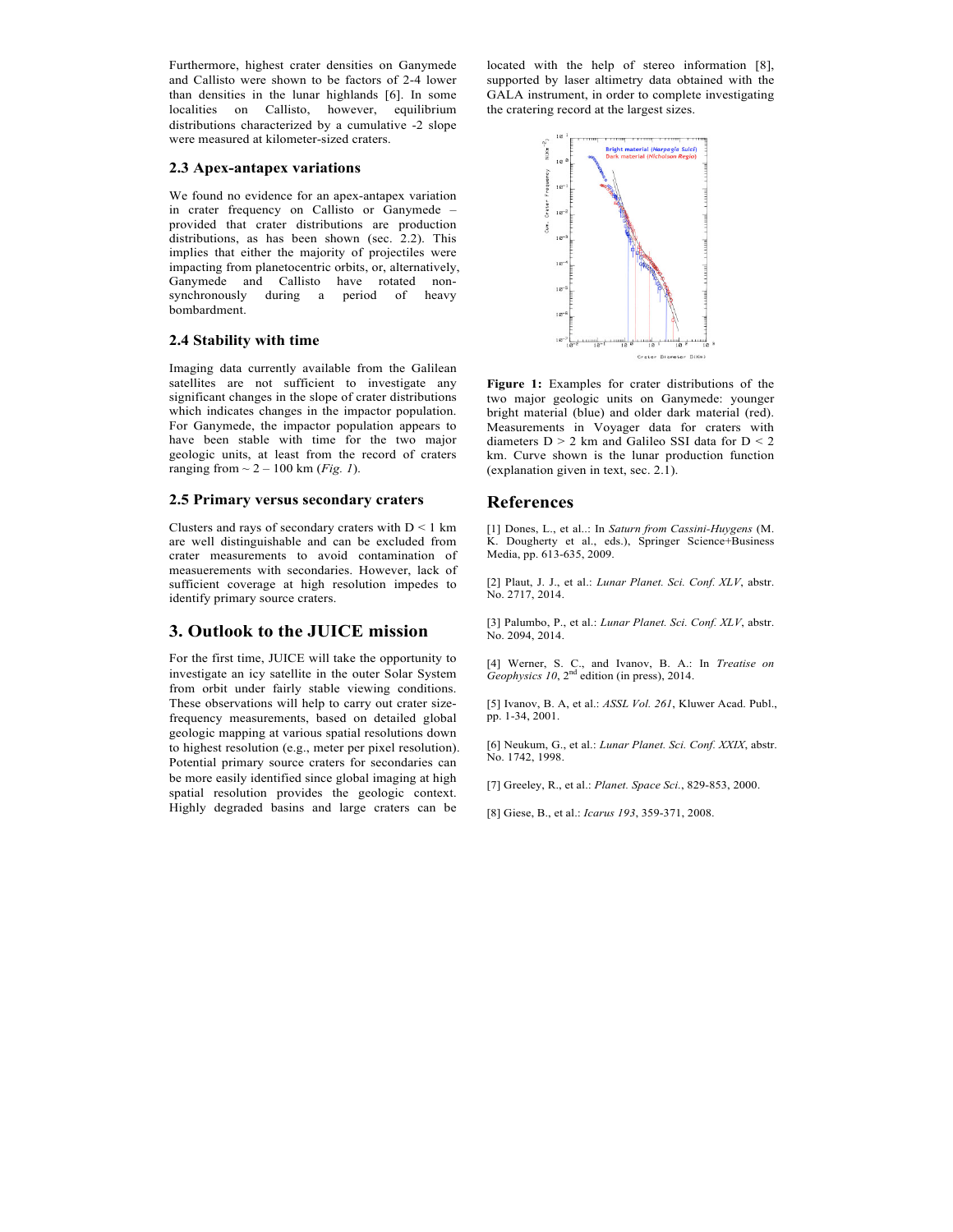Furthermore, highest crater densities on Ganymede and Callisto were shown to be factors of 2-4 lower than densities in the lunar highlands [6]. In some localities on Callisto, however, equilibrium distributions characterized by a cumulative -2 slope were measured at kilometer-sized craters.

### 2.3 Apex-antapex variations

We found no evidence for an apex-antapex variation in crater frequency on Callisto or Ganymede – provided that crater distributions are production distributions, as has been shown (sec. 2.2). This implies that either the majority of projectiles were impacting from planetocentric orbits, or, alternatively, Ganymede and Callisto have rotated non-synchronously during a period of heavy bombardment.

### 2.4 Stability with time

Imaging data currently available from the Galilean satellites are not sufficient to investigate any significant changes in the slope of crater distributions which indicates changes in the impactor population. For Ganymede, the impactor population appears to have been stable with time for the two major geologic units, at least from the record of craters ranging from ~ 2 – 100 km (*Fig. 1*).

### 2.5 Primary versus secondary craters

Clusters and rays of secondary craters with D < 1 km are well distinguishable and can be excluded from crater measurements to avoid contamination of measuerements with secondaries. However, lack of sufficient coverage at high resolution impedes to identify primary source craters.

## 3. Outlook to the JUICE mission

For the first time, JUICE will take the opportunity to investigate an icy satellite in the outer Solar System from orbit under fairly stable viewing conditions. These observations will help to carry out crater size-frequency measurements, based on detailed global geologic mapping at various spatial resolutions down to highest resolution (e.g., meter per pixel resolution). Potential primary source craters for secondaries can be more easily identified since global imaging at high spatial resolution provides the geologic context. Highly degraded basins and large craters can be located with the help of stereo information [8], supported by laser altimetry data obtained with the GALA instrument, in order to complete investigating the cratering record at the largest sizes.

Bright material (*Harpagia Sulci*)
Dark material (*Nicholson Regio*)
Cum. Crater Frequency N(km$^{-2}$)
Crater Diameter D(km)

**Figure 1:** Examples for crater distributions of the two major geologic units on Ganymede: younger bright material (blue) and older dark material (red). Measurements in Voyager data for craters with diameters D > 2 km and Galileo SSI data for D < 2 km. Curve shown is the lunar production function (explanation given in text, sec. 2.1).

## References

[1] Dones, L., et al..: In *Saturn from Cassini-Huygens* (M. K. Dougherty et al., eds.), Springer Science+Business Media, pp. 613-635, 2009.

[2] Plaut, J. J., et al.: *Lunar Planet. Sci. Conf. XLV*, abstr. No. 2717, 2014.

[3] Palumbo, P., et al.: *Lunar Planet. Sci. Conf. XLV*, abstr. No. 2094, 2014.

[4] Werner, S. C., and Ivanov, B. A.: In *Treatise on Geophysics 10*, 2nd edition (in press), 2014.

[5] Ivanov, B. A, et al.: *ASSL Vol. 261*, Kluwer Acad. Publ., pp. 1-34, 2001.

[6] Neukum, G., et al.: *Lunar Planet. Sci. Conf. XXIX*, abstr. No. 1742, 1998.

[7] Greeley, R., et al.: *Planet. Space Sci.*, 829-853, 2000.

[8] Giese, B., et al.: *Icarus 193*, 359-371, 2008.